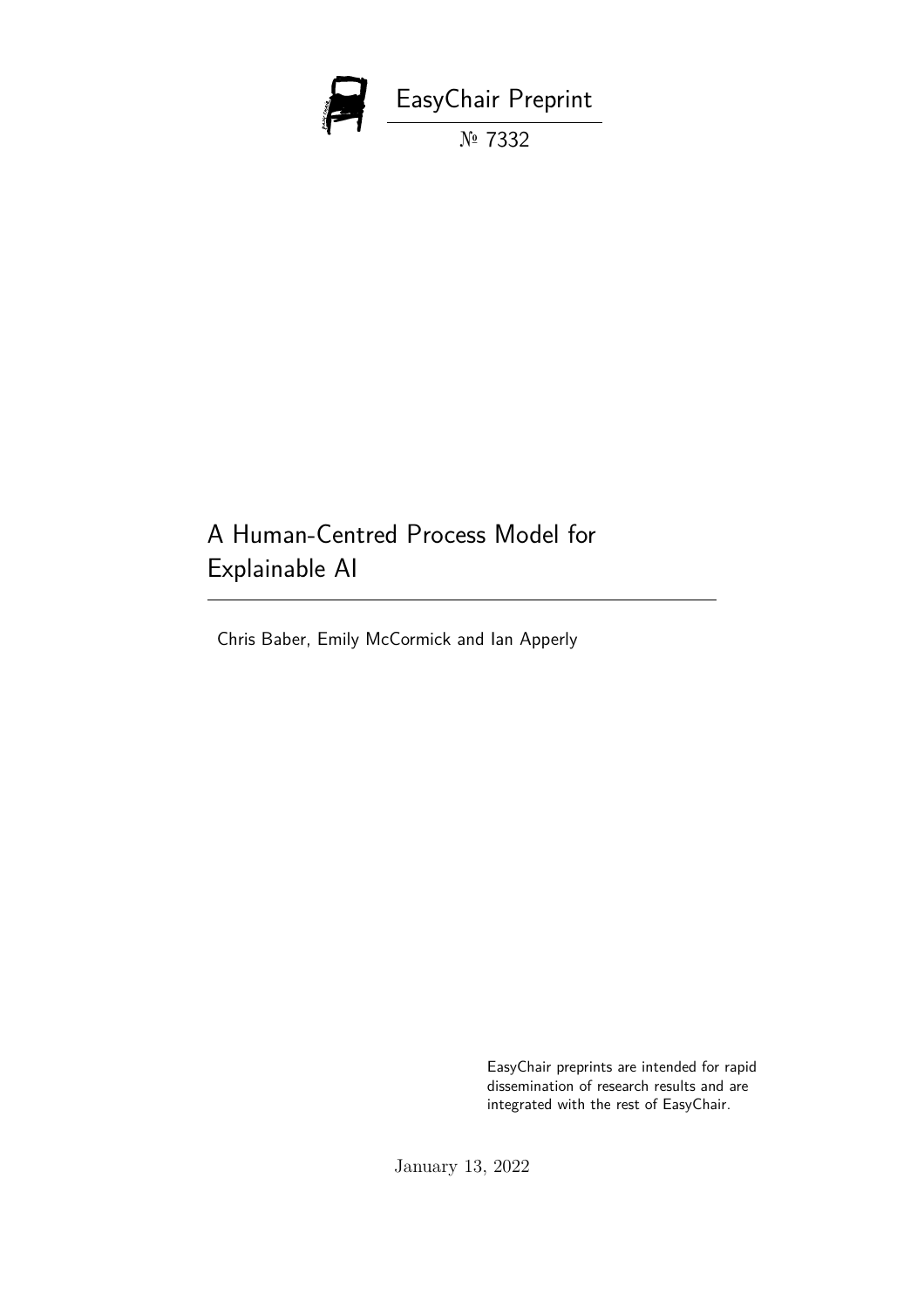EasyChair Preprint

№ 7332

# A Human-Centred Process Model for Explainable AI

Chris Baber, Emily McCormick and Ian Apperly

EasyChair preprints are intended for rapid dissemination of research results and are integrated with the rest of EasyChair.

January 13, 2022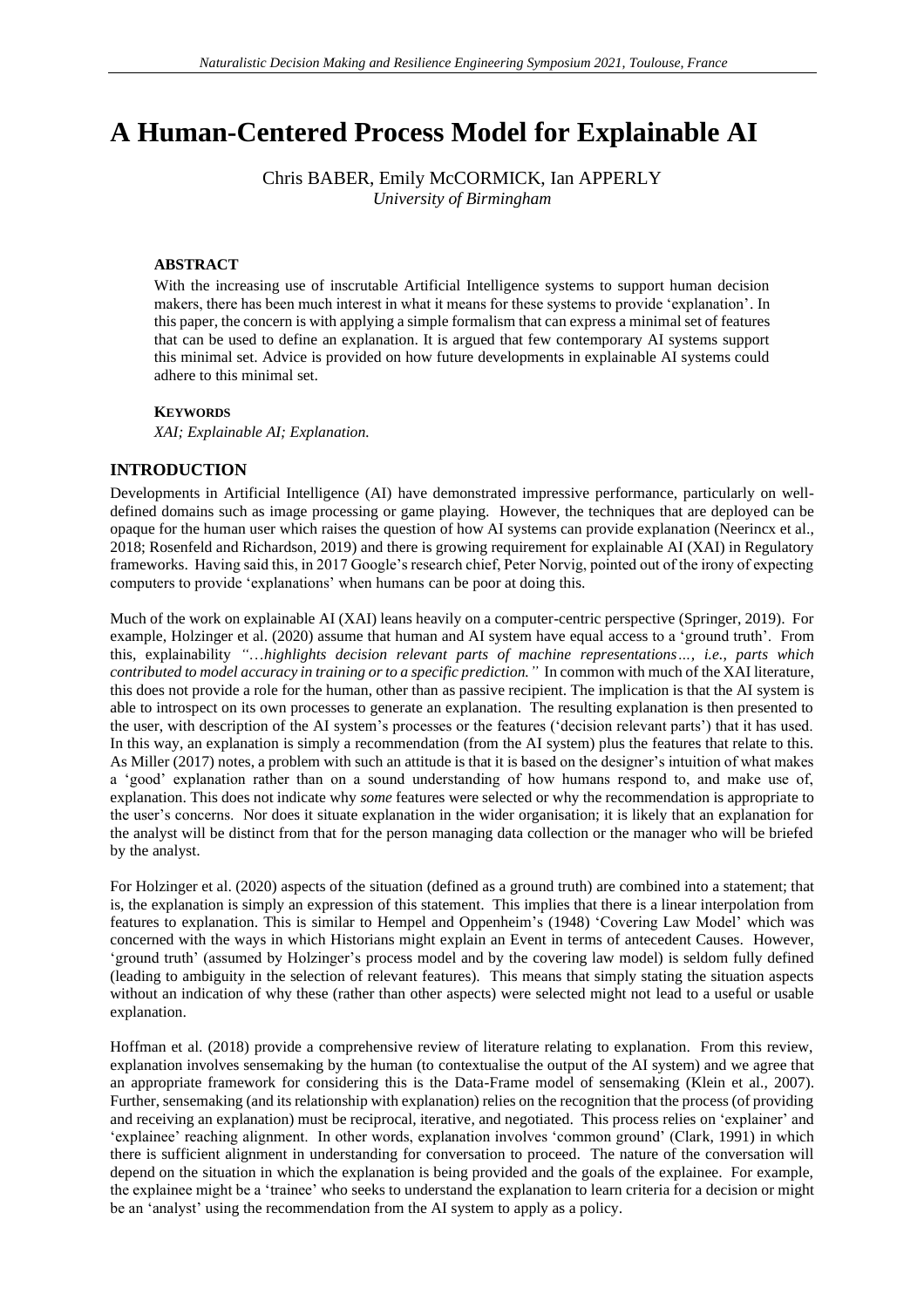# A Human-Centered Process Model for Explainable AI

Chris BABER, Emily McCORMICK, Ian APPERLY
*University of Birmingham*

### ABSTRACT

With the increasing use of inscrutable Artificial Intelligence systems to support human decision makers, there has been much interest in what it means for these systems to provide 'explanation'. In this paper, the concern is with applying a simple formalism that can express a minimal set of features that can be used to define an explanation. It is argued that few contemporary AI systems support this minimal set. Advice is provided on how future developments in explainable AI systems could adhere to this minimal set.

### KEYWORDS

*XAI; Explainable AI; Explanation.*

## INTRODUCTION

Developments in Artificial Intelligence (AI) have demonstrated impressive performance, particularly on well-defined domains such as image processing or game playing. However, the techniques that are deployed can be opaque for the human user which raises the question of how AI systems can provide explanation (Neerincx et al., 2018; Rosenfeld and Richardson, 2019) and there is growing requirement for explainable AI (XAI) in Regulatory frameworks. Having said this, in 2017 Google's research chief, Peter Norvig, pointed out of the irony of expecting computers to provide 'explanations' when humans can be poor at doing this.

Much of the work on explainable AI (XAI) leans heavily on a computer-centric perspective (Springer, 2019). For example, Holzinger et al. (2020) assume that human and AI system have equal access to a 'ground truth'. From this, explainability *"…highlights decision relevant parts of machine representations…, i.e., parts which contributed to model accuracy in training or to a specific prediction."* In common with much of the XAI literature, this does not provide a role for the human, other than as passive recipient. The implication is that the AI system is able to introspect on its own processes to generate an explanation. The resulting explanation is then presented to the user, with description of the AI system's processes or the features ('decision relevant parts') that it has used. In this way, an explanation is simply a recommendation (from the AI system) plus the features that relate to this. As Miller (2017) notes, a problem with such an attitude is that it is based on the designer's intuition of what makes a 'good' explanation rather than on a sound understanding of how humans respond to, and make use of, explanation. This does not indicate why *some* features were selected or why the recommendation is appropriate to the user's concerns. Nor does it situate explanation in the wider organisation; it is likely that an explanation for the analyst will be distinct from that for the person managing data collection or the manager who will be briefed by the analyst.

For Holzinger et al. (2020) aspects of the situation (defined as a ground truth) are combined into a statement; that is, the explanation is simply an expression of this statement. This implies that there is a linear interpolation from features to explanation. This is similar to Hempel and Oppenheim's (1948) 'Covering Law Model' which was concerned with the ways in which Historians might explain an Event in terms of antecedent Causes. However, 'ground truth' (assumed by Holzinger's process model and by the covering law model) is seldom fully defined (leading to ambiguity in the selection of relevant features). This means that simply stating the situation aspects without an indication of why these (rather than other aspects) were selected might not lead to a useful or usable explanation.

Hoffman et al. (2018) provide a comprehensive review of literature relating to explanation. From this review, explanation involves sensemaking by the human (to contextualise the output of the AI system) and we agree that an appropriate framework for considering this is the Data-Frame model of sensemaking (Klein et al., 2007). Further, sensemaking (and its relationship with explanation) relies on the recognition that the process (of providing and receiving an explanation) must be reciprocal, iterative, and negotiated. This process relies on 'explainer' and 'explainee' reaching alignment. In other words, explanation involves 'common ground' (Clark, 1991) in which there is sufficient alignment in understanding for conversation to proceed. The nature of the conversation will depend on the situation in which the explanation is being provided and the goals of the explainee. For example, the explainee might be a 'trainee' who seeks to understand the explanation to learn criteria for a decision or might be an 'analyst' using the recommendation from the AI system to apply as a policy.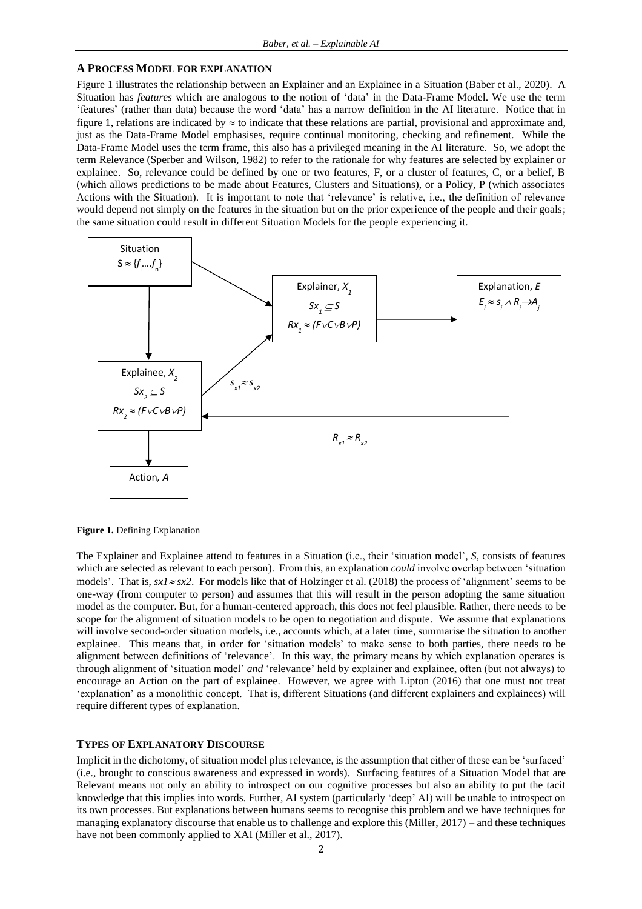## A PROCESS MODEL FOR EXPLANATION

Figure 1 illustrates the relationship between an Explainer and an Explainee in a Situation (Baber et al., 2020). A Situation has *features* which are analogous to the notion of 'data' in the Data-Frame Model. We use the term 'features' (rather than data) because the word 'data' has a narrow definition in the AI literature. Notice that in figure 1, relations are indicated by $\approx$ to indicate that these relations are partial, provisional and approximate and, just as the Data-Frame Model emphasises, require continual monitoring, checking and refinement. While the Data-Frame Model uses the term frame, this also has a privileged meaning in the AI literature. So, we adopt the term Relevance (Sperber and Wilson, 1982) to refer to the rationale for why features are selected by explainer or explainee. So, relevance could be defined by one or two features, F, or a cluster of features, C, or a belief, B (which allows predictions to be made about Features, Clusters and Situations), or a Policy, P (which associates Actions with the Situation). It is important to note that 'relevance' is relative, i.e., the definition of relevance would depend not simply on the features in the situation but on the prior experience of the people and their goals; the same situation could result in different Situation Models for the people experiencing it.

Situation: $S \approx \{f_i \ldots f_n\}$

Explainer, $X_1$: $Sx_1 \subseteq S$; $Rx_1 \approx (F \vee C \vee B \vee P)$

Explanation, $E$: $E_i \approx s_i \wedge R_i \rightarrow A_j$

Explainee, $X_2$: $Sx_2 \subseteq S$; $Rx_2 \approx (F \vee C \vee B \vee P)$

$s_{x1} \approx s_{x2}$

$R_{x1} \approx R_{x2}$

Action, $A$

**Figure 1.** Defining Explanation

The Explainer and Explainee attend to features in a Situation (i.e., their 'situation model', *S*, consists of features which are selected as relevant to each person). From this, an explanation *could* involve overlap between 'situation models'. That is, $sx1 \approx sx2$. For models like that of Holzinger et al. (2018) the process of 'alignment' seems to be one-way (from computer to person) and assumes that this will result in the person adopting the same situation model as the computer. But, for a human-centered approach, this does not feel plausible. Rather, there needs to be scope for the alignment of situation models to be open to negotiation and dispute. We assume that explanations will involve second-order situation models, i.e., accounts which, at a later time, summarise the situation to another explainee. This means that, in order for 'situation models' to make sense to both parties, there needs to be alignment between definitions of 'relevance'. In this way, the primary means by which explanation operates is through alignment of 'situation model' *and* 'relevance' held by explainer and explainee, often (but not always) to encourage an Action on the part of explainee. However, we agree with Lipton (2016) that one must not treat 'explanation' as a monolithic concept. That is, different Situations (and different explainers and explainees) will require different types of explanation.

## TYPES OF EXPLANATORY DISCOURSE

Implicit in the dichotomy, of situation model plus relevance, is the assumption that either of these can be 'surfaced' (i.e., brought to conscious awareness and expressed in words). Surfacing features of a Situation Model that are Relevant means not only an ability to introspect on our cognitive processes but also an ability to put the tacit knowledge that this implies into words. Further, AI system (particularly 'deep' AI) will be unable to introspect on its own processes. But explanations between humans seems to recognise this problem and we have techniques for managing explanatory discourse that enable us to challenge and explore this (Miller, 2017) – and these techniques have not been commonly applied to XAI (Miller et al., 2017).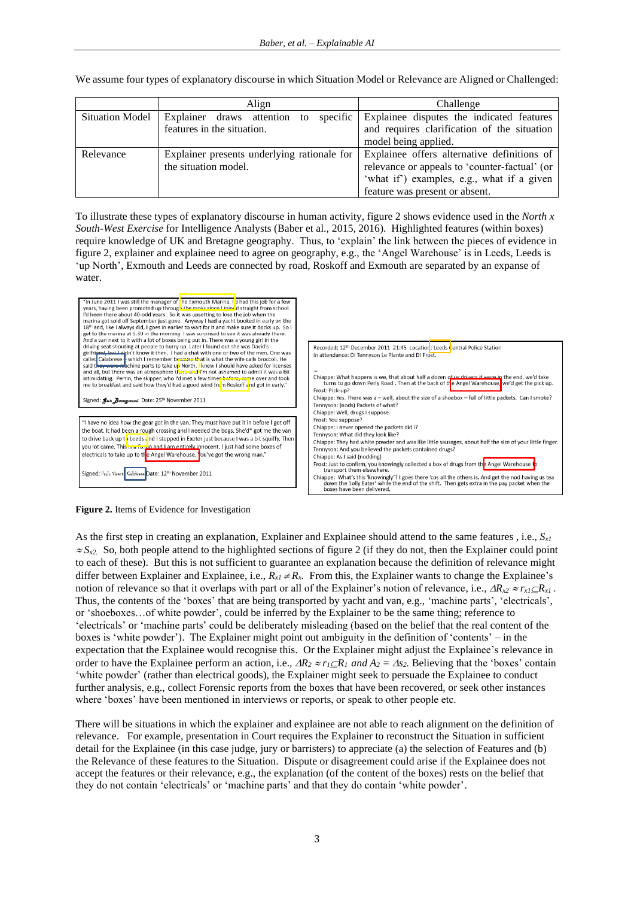We assume four types of explanatory discourse in which Situation Model or Relevance are Aligned or Challenged:

| | Align | Challenge |
|---|---|---|
| Situation Model | Explainer draws attention to specific features in the situation. | Explainee disputes the indicated features and requires clarification of the situation model being applied. |
| Relevance | Explainer presents underlying rationale for the situation model. | Explainee offers alternative definitions of relevance or appeals to 'counter-factual' (or 'what if') examples, e.g., what if a given feature was present or absent. |

To illustrate these types of explanatory discourse in human activity, figure 2 shows evidence used in the *North x South-West Exercise* for Intelligence Analysts (Baber et al., 2015, 2016). Highlighted features (within boxes) require knowledge of UK and Bretagne geography. Thus, to 'explain' the link between the pieces of evidence in figure 2, explainer and explainee need to agree on geography, e.g., the 'Angel Warehouse' is in Leeds, Leeds is 'up North', Exmouth and Leeds are connected by road, Roskoff and Exmouth are separated by an expanse of water.

**Figure 2.** Items of Evidence for Investigation

As the first step in creating an explanation, Explainer and Explainee should attend to the same features , i.e., $S_{x1} \approx S_{x2}$. So, both people attend to the highlighted sections of figure 2 (if they do not, then the Explainer could point to each of these). But this is not sufficient to guarantee an explanation because the definition of relevance might differ between Explainer and Explainee, i.e., $R_{x1} \neq R_x$. From this, the Explainer wants to change the Explainee's notion of relevance so that it overlaps with part or all of the Explainer's notion of relevance, i.e., $\Delta R_{x2} \approx r_{x1} \sqsubseteq R_{x1}$. Thus, the contents of the 'boxes' that are being transported by yacht and van, e.g., 'machine parts', 'electricals', or 'shoeboxes…of white powder', could be inferred by the Explainer to be the same thing; reference to 'electricals' or 'machine parts' could be deliberately misleading (based on the belief that the real content of the boxes is 'white powder'). The Explainer might point out ambiguity in the definition of 'contents' – in the expectation that the Explainee would recognise this. Or the Explainer might adjust the Explainee's relevance in order to have the Explainee perform an action, i.e., $\Delta R_2 \approx r_1 \sqsubseteq R_1$ *and* $A_2 = \Delta s_2$. Believing that the 'boxes' contain 'white powder' (rather than electrical goods), the Explainer might seek to persuade the Explainee to conduct further analysis, e.g., collect Forensic reports from the boxes that have been recovered, or seek other instances where 'boxes' have been mentioned in interviews or reports, or speak to other people etc.

There will be situations in which the explainer and explainee are not able to reach alignment on the definition of relevance. For example, presentation in Court requires the Explainer to reconstruct the Situation in sufficient detail for the Explainee (in this case judge, jury or barristers) to appreciate (a) the selection of Features and (b) the Relevance of these features to the Situation. Dispute or disagreement could arise if the Explainee does not accept the features or their relevance, e.g., the explanation (of the content of the boxes) rests on the belief that they do not contain 'electricals' or 'machine parts' and that they do contain 'white powder'.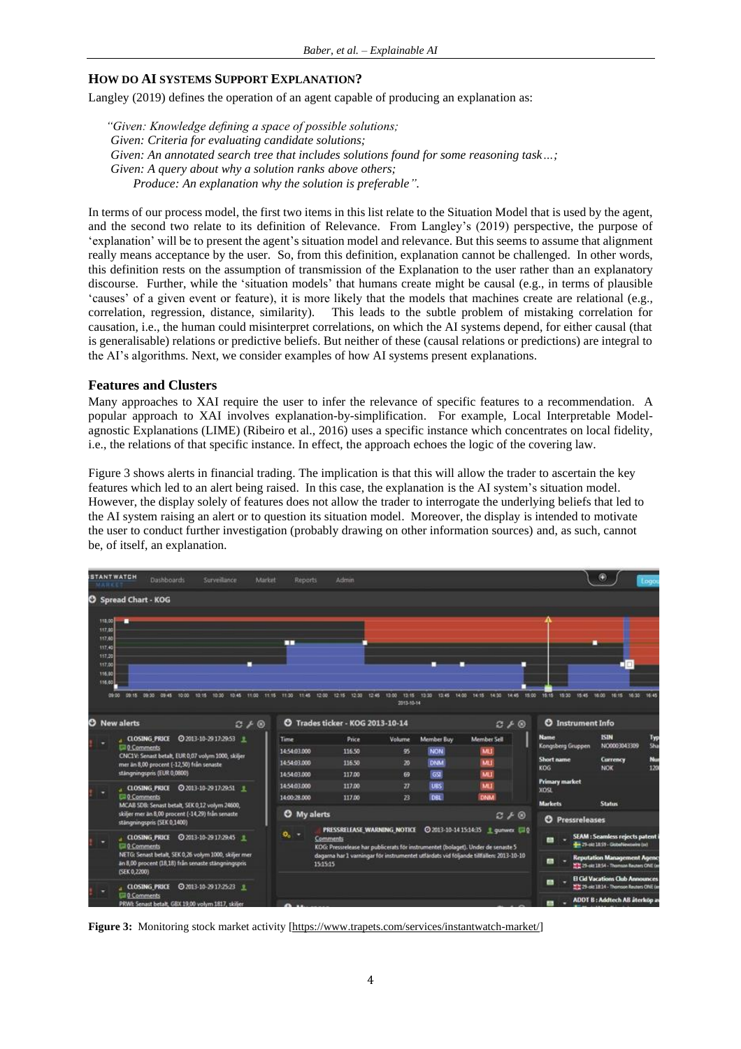## HOW DO AI SYSTEMS SUPPORT EXPLANATION?

Langley (2019) defines the operation of an agent capable of producing an explanation as:

> *"Given: Knowledge defining a space of possible solutions;*
> *Given: Criteria for evaluating candidate solutions;*
> *Given: An annotated search tree that includes solutions found for some reasoning task…;*
> *Given: A query about why a solution ranks above others;*
> *Produce: An explanation why the solution is preferable".*

In terms of our process model, the first two items in this list relate to the Situation Model that is used by the agent, and the second two relate to its definition of Relevance. From Langley's (2019) perspective, the purpose of 'explanation' will be to present the agent's situation model and relevance. But this seems to assume that alignment really means acceptance by the user. So, from this definition, explanation cannot be challenged. In other words, this definition rests on the assumption of transmission of the Explanation to the user rather than an explanatory discourse. Further, while the 'situation models' that humans create might be causal (e.g., in terms of plausible 'causes' of a given event or feature), it is more likely that the models that machines create are relational (e.g., correlation, regression, distance, similarity). This leads to the subtle problem of mistaking correlation for causation, i.e., the human could misinterpret correlations, on which the AI systems depend, for either causal (that is generalisable) relations or predictive beliefs. But neither of these (causal relations or predictions) are integral to the AI's algorithms. Next, we consider examples of how AI systems present explanations.

### Features and Clusters

Many approaches to XAI require the user to infer the relevance of specific features to a recommendation. A popular approach to XAI involves explanation-by-simplification. For example, Local Interpretable Model-agnostic Explanations (LIME) (Ribeiro et al., 2016) uses a specific instance which concentrates on local fidelity, i.e., the relations of that specific instance. In effect, the approach echoes the logic of the covering law.

Figure 3 shows alerts in financial trading. The implication is that this will allow the trader to ascertain the key features which led to an alert being raised. In this case, the explanation is the AI system's situation model. However, the display solely of features does not allow the trader to interrogate the underlying beliefs that led to the AI system raising an alert or to question its situation model. Moreover, the display is intended to motivate the user to conduct further investigation (probably drawing on other information sources) and, as such, cannot be, of itself, an explanation.

**Figure 3:** Monitoring stock market activity [https://www.trapets.com/services/instantwatch-market/]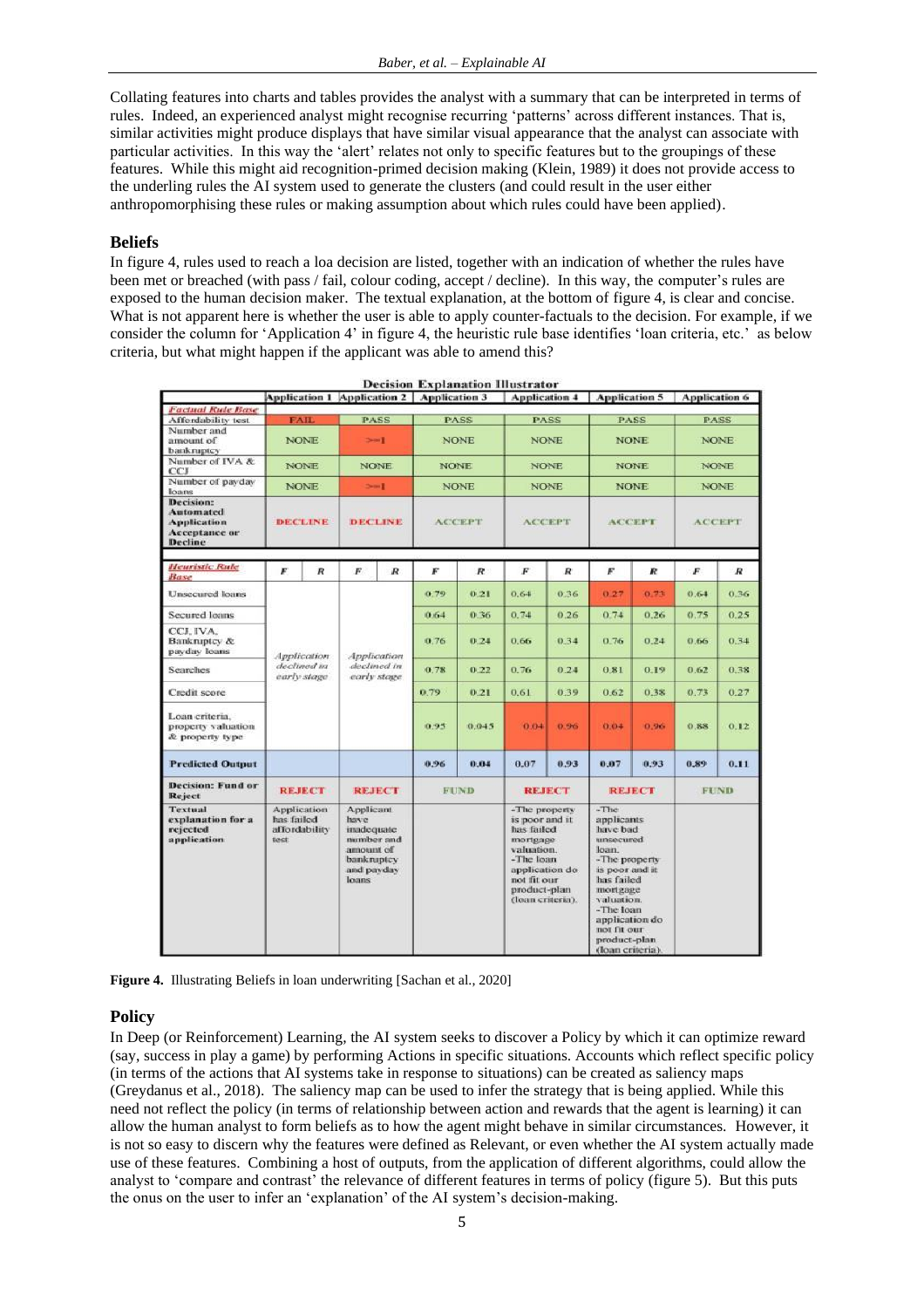Collating features into charts and tables provides the analyst with a summary that can be interpreted in terms of rules. Indeed, an experienced analyst might recognise recurring 'patterns' across different instances. That is, similar activities might produce displays that have similar visual appearance that the analyst can associate with particular activities. In this way the 'alert' relates not only to specific features but to the groupings of these features. While this might aid recognition-primed decision making (Klein, 1989) it does not provide access to the underling rules the AI system used to generate the clusters (and could result in the user either anthropomorphising these rules or making assumption about which rules could have been applied).

## Beliefs

In figure 4, rules used to reach a loa decision are listed, together with an indication of whether the rules have been met or breached (with pass / fail, colour coding, accept / decline). In this way, the computer's rules are exposed to the human decision maker. The textual explanation, at the bottom of figure 4, is clear and concise. What is not apparent here is whether the user is able to apply counter-factuals to the decision. For example, if we consider the column for 'Application 4' in figure 4, the heuristic rule base identifies 'loan criteria, etc.' as below criteria, but what might happen if the applicant was able to amend this?

**Decision Explanation Illustrator**

| | Application 1 | | Application 2 | | Application 3 | | Application 4 | | Application 5 | | Application 6 | |
|---|---|---|---|---|---|---|---|---|---|---|---|---|
| ***Factual Rule Base*** | | | | | | | | | | | | |
| Affordability test | FAIL | | PASS | | PASS | | PASS | | PASS | | PASS | |
| Number and amount of bankruptcy | NONE | | >=1 | | NONE | | NONE | | NONE | | NONE | |
| Number of IVA & CCJ | NONE | | NONE | | NONE | | NONE | | NONE | | NONE | |
| Number of payday loans | NONE | | >=1 | | NONE | | NONE | | NONE | | NONE | |
| **Decision: Automated Application Acceptance or Decline** | DECLINE | | DECLINE | | ACCEPT | | ACCEPT | | ACCEPT | | ACCEPT | |
| ***Heuristic Rule Base*** | *F* | *R* | *F* | *R* | *F* | *R* | *F* | *R* | *F* | *R* | *F* | *R* |
| Unsecured loans | *Application declined in early stage* | | *Application declined in early stage* | | 0.79 | 0.21 | 0.64 | 0.36 | 0.27 | 0.73 | 0.64 | 0.36 |
| Secured loans | | | | | 0.64 | 0.36 | 0.74 | 0.26 | 0.74 | 0.26 | 0.75 | 0.25 |
| CCJ, IVA, Bankruptcy & payday loans | | | | | 0.76 | 0.24 | 0.66 | 0.34 | 0.76 | 0.24 | 0.66 | 0.34 |
| Searches | | | | | 0.78 | 0.22 | 0.76 | 0.24 | 0.81 | 0.19 | 0.62 | 0.38 |
| Credit score | | | | | 0.79 | 0.21 | 0.61 | 0.39 | 0.62 | 0.38 | 0.73 | 0.27 |
| Loan criteria, property valuation & property type | | | | | 0.95 | 0.045 | 0.04 | 0.96 | 0.04 | 0.96 | 0.88 | 0.12 |
| **Predicted Output** | | | | | 0.96 | 0.04 | 0.07 | 0.93 | 0.07 | 0.93 | 0.89 | 0.11 |
| **Decision: Fund or Reject** | REJECT | | REJECT | | FUND | | REJECT | | REJECT | | FUND | |
| **Textual explanation for a rejected application** | Application has failed affordability test | | Applicant have inadequate number and amount of bankruptcy and payday loans | | | | -The property is poor and it has failed mortgage valuation. -The loan application do not fit our product-plan (loan criteria). | | -The applicants have bad unsecured loan. -The property is poor and it has failed mortgage valuation. -The loan application do not fit our product-plan (loan criteria). | | | |

**Figure 4.** Illustrating Beliefs in loan underwriting [Sachan et al., 2020]

## Policy

In Deep (or Reinforcement) Learning, the AI system seeks to discover a Policy by which it can optimize reward (say, success in play a game) by performing Actions in specific situations. Accounts which reflect specific policy (in terms of the actions that AI systems take in response to situations) can be created as saliency maps (Greydanus et al., 2018). The saliency map can be used to infer the strategy that is being applied. While this need not reflect the policy (in terms of relationship between action and rewards that the agent is learning) it can allow the human analyst to form beliefs as to how the agent might behave in similar circumstances. However, it is not so easy to discern why the features were defined as Relevant, or even whether the AI system actually made use of these features. Combining a host of outputs, from the application of different algorithms, could allow the analyst to 'compare and contrast' the relevance of different features in terms of policy (figure 5). But this puts the onus on the user to infer an 'explanation' of the AI system's decision-making.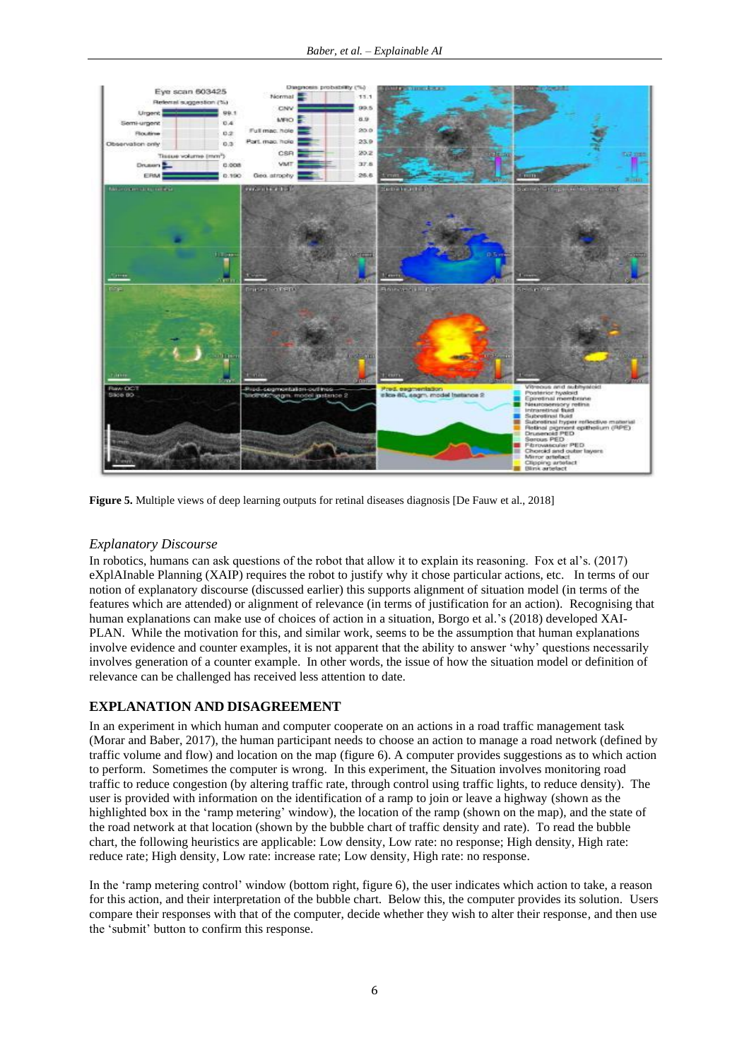**Figure 5.** Multiple views of deep learning outputs for retinal diseases diagnosis [De Fauw et al., 2018]

### *Explanatory Discourse*

In robotics, humans can ask questions of the robot that allow it to explain its reasoning. Fox et al's. (2017) eXplAInable Planning (XAIP) requires the robot to justify why it chose particular actions, etc. In terms of our notion of explanatory discourse (discussed earlier) this supports alignment of situation model (in terms of the features which are attended) or alignment of relevance (in terms of justification for an action). Recognising that human explanations can make use of choices of action in a situation, Borgo et al.'s (2018) developed XAI-PLAN. While the motivation for this, and similar work, seems to be the assumption that human explanations involve evidence and counter examples, it is not apparent that the ability to answer 'why' questions necessarily involves generation of a counter example. In other words, the issue of how the situation model or definition of relevance can be challenged has received less attention to date.

## EXPLANATION AND DISAGREEMENT

In an experiment in which human and computer cooperate on an actions in a road traffic management task (Morar and Baber, 2017), the human participant needs to choose an action to manage a road network (defined by traffic volume and flow) and location on the map (figure 6). A computer provides suggestions as to which action to perform. Sometimes the computer is wrong. In this experiment, the Situation involves monitoring road traffic to reduce congestion (by altering traffic rate, through control using traffic lights, to reduce density). The user is provided with information on the identification of a ramp to join or leave a highway (shown as the highlighted box in the 'ramp metering' window), the location of the ramp (shown on the map), and the state of the road network at that location (shown by the bubble chart of traffic density and rate). To read the bubble chart, the following heuristics are applicable: Low density, Low rate: no response; High density, High rate: reduce rate; High density, Low rate: increase rate; Low density, High rate: no response.

In the 'ramp metering control' window (bottom right, figure 6), the user indicates which action to take, a reason for this action, and their interpretation of the bubble chart. Below this, the computer provides its solution. Users compare their responses with that of the computer, decide whether they wish to alter their response, and then use the 'submit' button to confirm this response.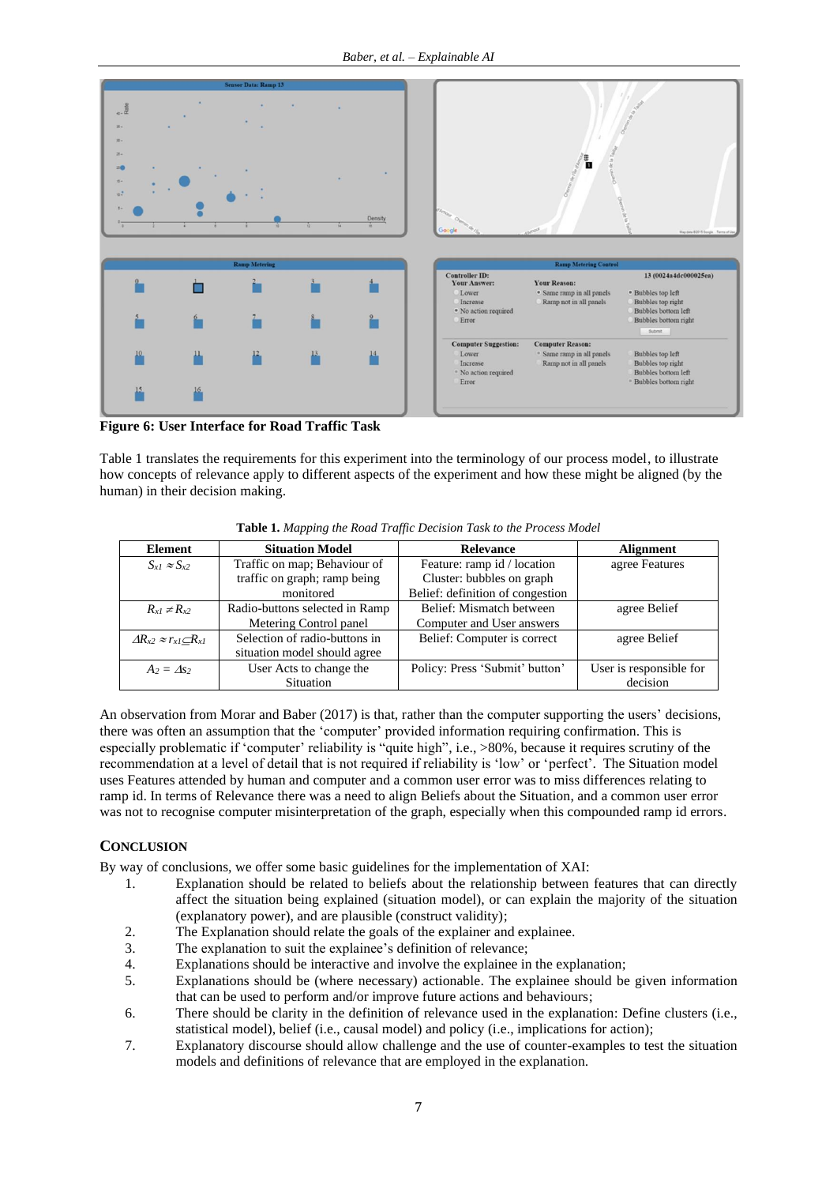**Figure 6: User Interface for Road Traffic Task**

Table 1 translates the requirements for this experiment into the terminology of our process model, to illustrate how concepts of relevance apply to different aspects of the experiment and how these might be aligned (by the human) in their decision making.

**Table 1.** *Mapping the Road Traffic Decision Task to the Process Model*

| Element | Situation Model | Relevance | Alignment |
|---|---|---|---|
| $S_{x1} \approx S_{x2}$ | Traffic on map; Behaviour of traffic on graph; ramp being monitored | Feature: ramp id / location<br>Cluster: bubbles on graph<br>Belief: definition of congestion | agree Features |
| $R_{x1} \neq R_{x2}$ | Radio-buttons selected in Ramp Metering Control panel | Belief: Mismatch between Computer and User answers | agree Belief |
| $\Delta R_{x2} \approx r_{x1} \subseteq R_{x1}$ | Selection of radio-buttons in situation model should agree | Belief: Computer is correct | agree Belief |
| $A_2 = \Delta s_2$ | User Acts to change the Situation | Policy: Press 'Submit' button' | User is responsible for decision |

An observation from Morar and Baber (2017) is that, rather than the computer supporting the users' decisions, there was often an assumption that the 'computer' provided information requiring confirmation. This is especially problematic if 'computer' reliability is "quite high", i.e., >80%, because it requires scrutiny of the recommendation at a level of detail that is not required if reliability is 'low' or 'perfect'. The Situation model uses Features attended by human and computer and a common user error was to miss differences relating to ramp id. In terms of Relevance there was a need to align Beliefs about the Situation, and a common user error was not to recognise computer misinterpretation of the graph, especially when this compounded ramp id errors.

## CONCLUSION

By way of conclusions, we offer some basic guidelines for the implementation of XAI:

1. Explanation should be related to beliefs about the relationship between features that can directly affect the situation being explained (situation model), or can explain the majority of the situation (explanatory power), and are plausible (construct validity);
2. The Explanation should relate the goals of the explainer and explainee.
3. The explanation to suit the explainee's definition of relevance;
4. Explanations should be interactive and involve the explainee in the explanation;
5. Explanations should be (where necessary) actionable. The explainee should be given information that can be used to perform and/or improve future actions and behaviours;
6. There should be clarity in the definition of relevance used in the explanation: Define clusters (i.e., statistical model), belief (i.e., causal model) and policy (i.e., implications for action);
7. Explanatory discourse should allow challenge and the use of counter-examples to test the situation models and definitions of relevance that are employed in the explanation.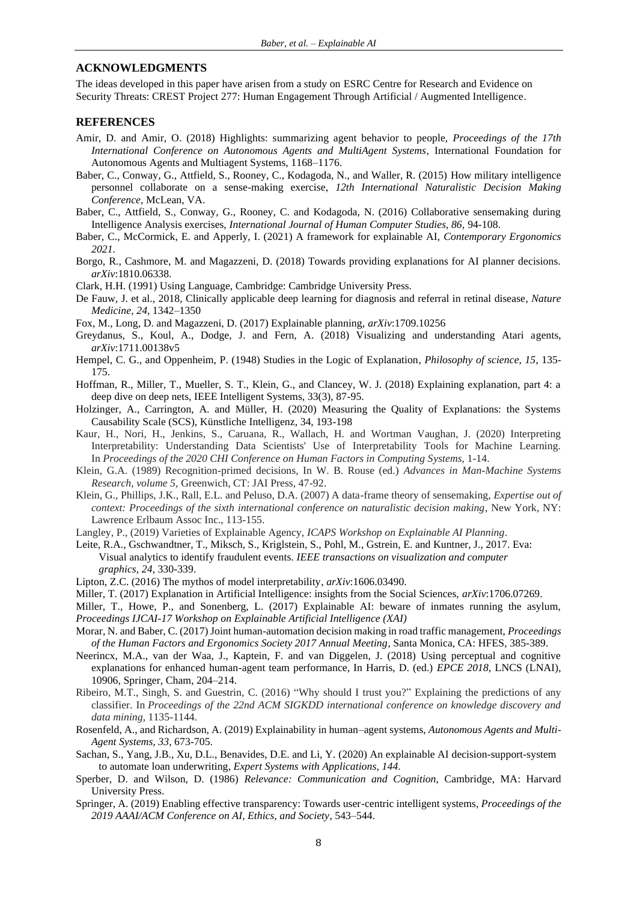## ACKNOWLEDGMENTS

The ideas developed in this paper have arisen from a study on ESRC Centre for Research and Evidence on Security Threats: CREST Project 277: Human Engagement Through Artificial / Augmented Intelligence.

## REFERENCES

Amir, D. and Amir, O. (2018) Highlights: summarizing agent behavior to people, *Proceedings of the 17th International Conference on Autonomous Agents and MultiAgent Systems*, International Foundation for Autonomous Agents and Multiagent Systems, 1168–1176.

Baber, C., Conway, G., Attfield, S., Rooney, C., Kodagoda, N., and Waller, R. (2015) How military intelligence personnel collaborate on a sense-making exercise, *12th International Naturalistic Decision Making Conference*, McLean, VA.

Baber, C., Attfield, S., Conway, G., Rooney, C. and Kodagoda, N. (2016) Collaborative sensemaking during Intelligence Analysis exercises, *International Journal of Human Computer Studies*, *86*, 94-108.

Baber, C., McCormick, E. and Apperly, I. (2021) A framework for explainable AI, *Contemporary Ergonomics 2021*.

Borgo, R., Cashmore, M. and Magazzeni, D. (2018) Towards providing explanations for AI planner decisions. *arXiv*:1810.06338.

Clark, H.H. (1991) Using Language, Cambridge: Cambridge University Press.

De Fauw, J. et al., 2018, Clinically applicable deep learning for diagnosis and referral in retinal disease, *Nature Medicine*, *24*, 1342–1350

Fox, M., Long, D. and Magazzeni, D. (2017) Explainable planning, *arXiv*:1709.10256

Greydanus, S., Koul, A., Dodge, J. and Fern, A. (2018) Visualizing and understanding Atari agents, *arXiv*:1711.00138v5

Hempel, C. G., and Oppenheim, P. (1948) Studies in the Logic of Explanation, *Philosophy of science*, *15*, 135-175.

Hoffman, R., Miller, T., Mueller, S. T., Klein, G., and Clancey, W. J. (2018) Explaining explanation, part 4: a deep dive on deep nets, IEEE Intelligent Systems, 33(3), 87-95.

Holzinger, A., Carrington, A. and Müller, H. (2020) Measuring the Quality of Explanations: the Systems Causability Scale (SCS), Künstliche Intelligenz, 34, 193-198

Kaur, H., Nori, H., Jenkins, S., Caruana, R., Wallach, H. and Wortman Vaughan, J. (2020) Interpreting Interpretability: Understanding Data Scientists' Use of Interpretability Tools for Machine Learning. In *Proceedings of the 2020 CHI Conference on Human Factors in Computing Systems*, 1-14.

Klein, G.A. (1989) Recognition-primed decisions, In W. B. Rouse (ed.) *Advances in Man-Machine Systems Research, volume 5*, Greenwich, CT: JAI Press, 47-92.

Klein, G., Phillips, J.K., Rall, E.L. and Peluso, D.A. (2007) A data-frame theory of sensemaking, *Expertise out of context: Proceedings of the sixth international conference on naturalistic decision making*, New York, NY: Lawrence Erlbaum Assoc Inc., 113-155.

Langley, P., (2019) Varieties of Explainable Agency, *ICAPS Workshop on Explainable AI Planning*.

Leite, R.A., Gschwandtner, T., Miksch, S., Kriglstein, S., Pohl, M., Gstrein, E. and Kuntner, J., 2017. Eva: Visual analytics to identify fraudulent events. *IEEE transactions on visualization and computer graphics*, *24*, 330-339.

Lipton, Z.C. (2016) The mythos of model interpretability, *arXiv*:1606.03490.

Miller, T. (2017) Explanation in Artificial Intelligence: insights from the Social Sciences, *arXiv*:1706.07269.

Miller, T., Howe, P., and Sonenberg, L. (2017) Explainable AI: beware of inmates running the asylum, *Proceedings IJCAI-17 Workshop on Explainable Artificial Intelligence (XAI)*

Morar, N. and Baber, C. (2017) Joint human-automation decision making in road traffic management, *Proceedings of the Human Factors and Ergonomics Society 2017 Annual Meeting*, Santa Monica, CA: HFES, 385-389.

Neerincx, M.A., van der Waa, J., Kaptein, F. and van Diggelen, J. (2018) Using perceptual and cognitive explanations for enhanced human-agent team performance, In Harris, D. (ed.) *EPCE 2018*, LNCS (LNAI), 10906, Springer, Cham, 204–214.

Ribeiro, M.T., Singh, S. and Guestrin, C. (2016) "Why should I trust you?" Explaining the predictions of any classifier. In *Proceedings of the 22nd ACM SIGKDD international conference on knowledge discovery and data mining*, 1135-1144.

Rosenfeld, A., and Richardson, A. (2019) Explainability in human–agent systems, *Autonomous Agents and Multi-Agent Systems*, *33*, 673-705.

Sachan, S., Yang, J.B., Xu, D.L., Benavides, D.E. and Li, Y. (2020) An explainable AI decision-support-system to automate loan underwriting, *Expert Systems with Applications*, *144*.

Sperber, D. and Wilson, D. (1986) *Relevance: Communication and Cognition*, Cambridge, MA: Harvard University Press.

Springer, A. (2019) Enabling effective transparency: Towards user-centric intelligent systems, *Proceedings of the 2019 AAAI/ACM Conference on AI, Ethics, and Society*, 543–544.